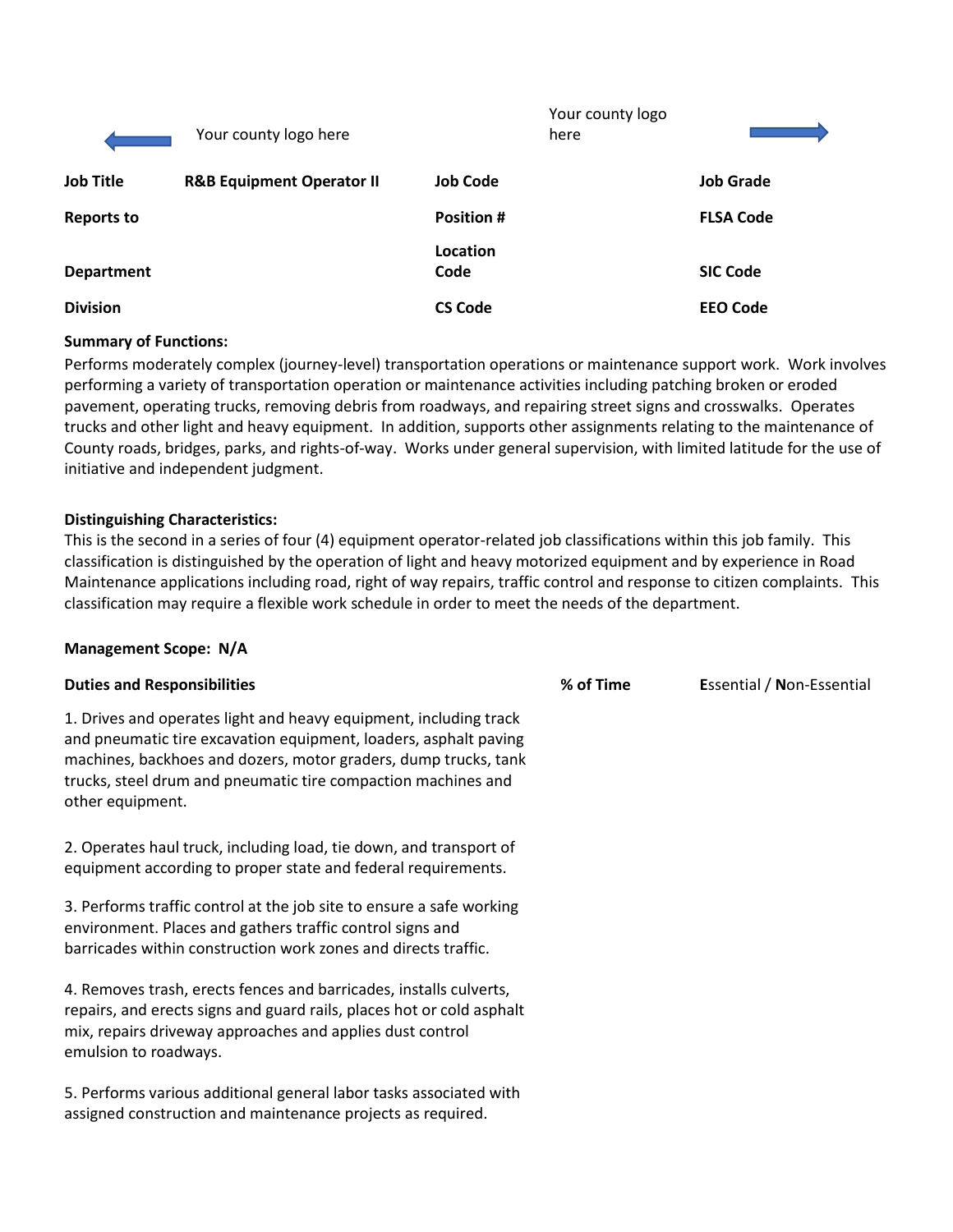Your county logo here | Your county logo here

| Job Title | R&B Equipment Operator II | Job Code | | Job Grade | |
|---|---|---|---|---|---|
| Reports to | | Position # | | FLSA Code | |
| Department | | Location Code | | SIC Code | |
| Division | | CS Code | | EEO Code | |

**Summary of Functions:**
Performs moderately complex (journey-level) transportation operations or maintenance support work. Work involves performing a variety of transportation operation or maintenance activities including patching broken or eroded pavement, operating trucks, removing debris from roadways, and repairing street signs and crosswalks. Operates trucks and other light and heavy equipment. In addition, supports other assignments relating to the maintenance of County roads, bridges, parks, and rights-of-way. Works under general supervision, with limited latitude for the use of initiative and independent judgment.

**Distinguishing Characteristics:**
This is the second in a series of four (4) equipment operator-related job classifications within this job family. This classification is distinguished by the operation of light and heavy motorized equipment and by experience in Road Maintenance applications including road, right of way repairs, traffic control and response to citizen complaints. This classification may require a flexible work schedule in order to meet the needs of the department.

**Management Scope: N/A**

| Duties and Responsibilities | % of Time | Essential / Non-Essential |
|---|---|---|
| 1. Drives and operates light and heavy equipment, including track and pneumatic tire excavation equipment, loaders, asphalt paving machines, backhoes and dozers, motor graders, dump trucks, tank trucks, steel drum and pneumatic tire compaction machines and other equipment. | | |
| 2. Operates haul truck, including load, tie down, and transport of equipment according to proper state and federal requirements. | | |
| 3. Performs traffic control at the job site to ensure a safe working environment. Places and gathers traffic control signs and barricades within construction work zones and directs traffic. | | |
| 4. Removes trash, erects fences and barricades, installs culverts, repairs, and erects signs and guard rails, places hot or cold asphalt mix, repairs driveway approaches and applies dust control emulsion to roadways. | | |
| 5. Performs various additional general labor tasks associated with assigned construction and maintenance projects as required. | | |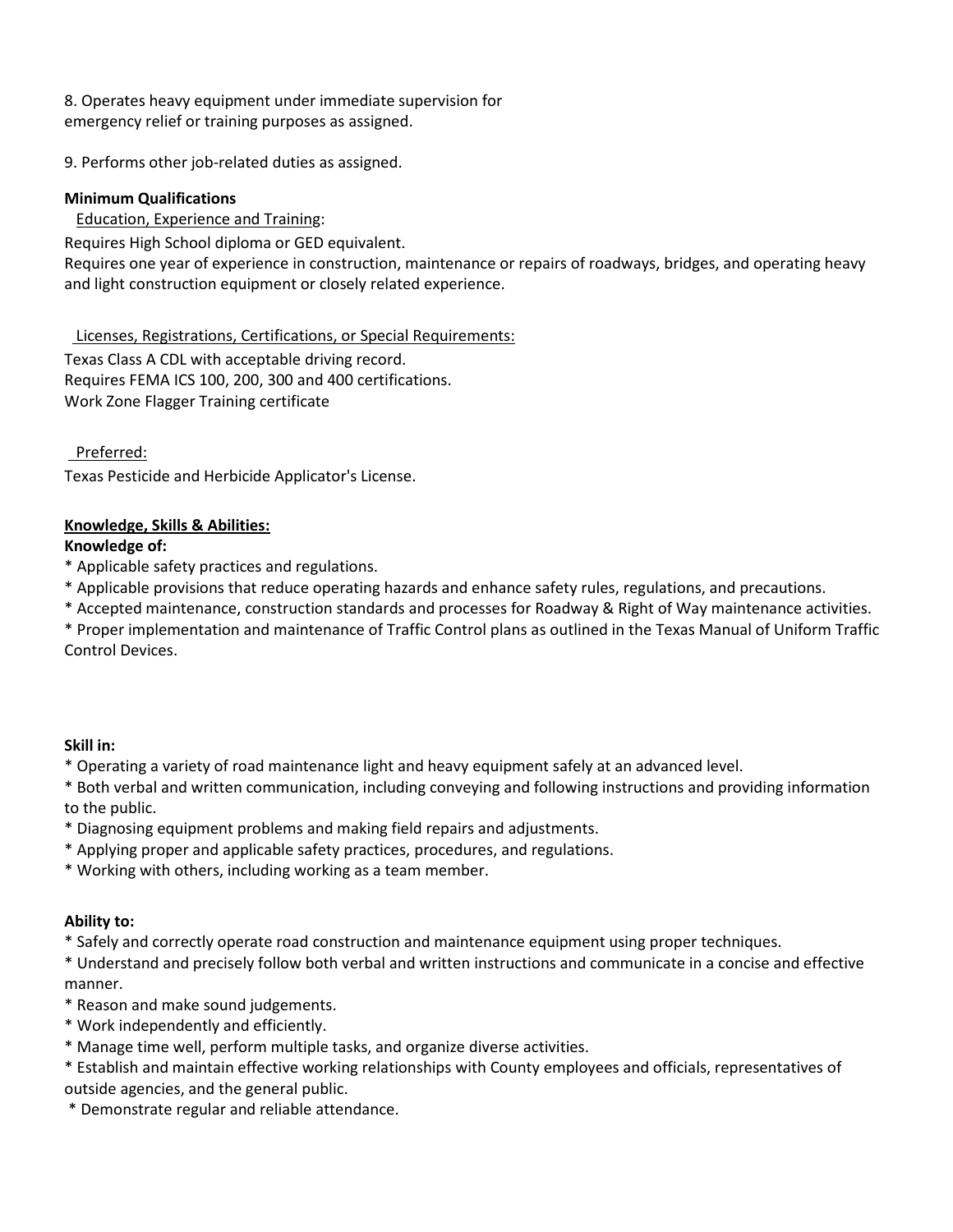8. Operates heavy equipment under immediate supervision for emergency relief or training purposes as assigned.

9. Performs other job-related duties as assigned.

**Minimum Qualifications**

Education, Experience and Training:

Requires High School diploma or GED equivalent.
Requires one year of experience in construction, maintenance or repairs of roadways, bridges, and operating heavy and light construction equipment or closely related experience.

Licenses, Registrations, Certifications, or Special Requirements:

Texas Class A CDL with acceptable driving record.
Requires FEMA ICS 100, 200, 300 and 400 certifications.
Work Zone Flagger Training certificate

Preferred:

Texas Pesticide and Herbicide Applicator's License.

**Knowledge, Skills & Abilities:**

**Knowledge of:**

* Applicable safety practices and regulations.
* Applicable provisions that reduce operating hazards and enhance safety rules, regulations, and precautions.
* Accepted maintenance, construction standards and processes for Roadway & Right of Way maintenance activities.
* Proper implementation and maintenance of Traffic Control plans as outlined in the Texas Manual of Uniform Traffic Control Devices.

**Skill in:**

* Operating a variety of road maintenance light and heavy equipment safely at an advanced level.
* Both verbal and written communication, including conveying and following instructions and providing information to the public.
* Diagnosing equipment problems and making field repairs and adjustments.
* Applying proper and applicable safety practices, procedures, and regulations.
* Working with others, including working as a team member.

**Ability to:**

* Safely and correctly operate road construction and maintenance equipment using proper techniques.
* Understand and precisely follow both verbal and written instructions and communicate in a concise and effective manner.
* Reason and make sound judgements.
* Work independently and efficiently.
* Manage time well, perform multiple tasks, and organize diverse activities.
* Establish and maintain effective working relationships with County employees and officials, representatives of outside agencies, and the general public.
* Demonstrate regular and reliable attendance.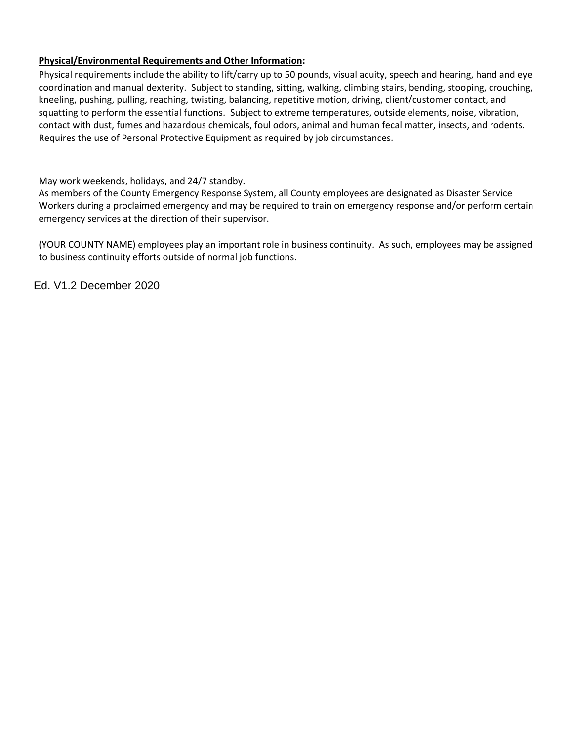**<u>Physical/Environmental Requirements and Other Information</u>:**

Physical requirements include the ability to lift/carry up to 50 pounds, visual acuity, speech and hearing, hand and eye coordination and manual dexterity. Subject to standing, sitting, walking, climbing stairs, bending, stooping, crouching, kneeling, pushing, pulling, reaching, twisting, balancing, repetitive motion, driving, client/customer contact, and squatting to perform the essential functions. Subject to extreme temperatures, outside elements, noise, vibration, contact with dust, fumes and hazardous chemicals, foul odors, animal and human fecal matter, insects, and rodents. Requires the use of Personal Protective Equipment as required by job circumstances.

May work weekends, holidays, and 24/7 standby.
As members of the County Emergency Response System, all County employees are designated as Disaster Service Workers during a proclaimed emergency and may be required to train on emergency response and/or perform certain emergency services at the direction of their supervisor.

(YOUR COUNTY NAME) employees play an important role in business continuity. As such, employees may be assigned to business continuity efforts outside of normal job functions.

Ed. V1.2 December 2020